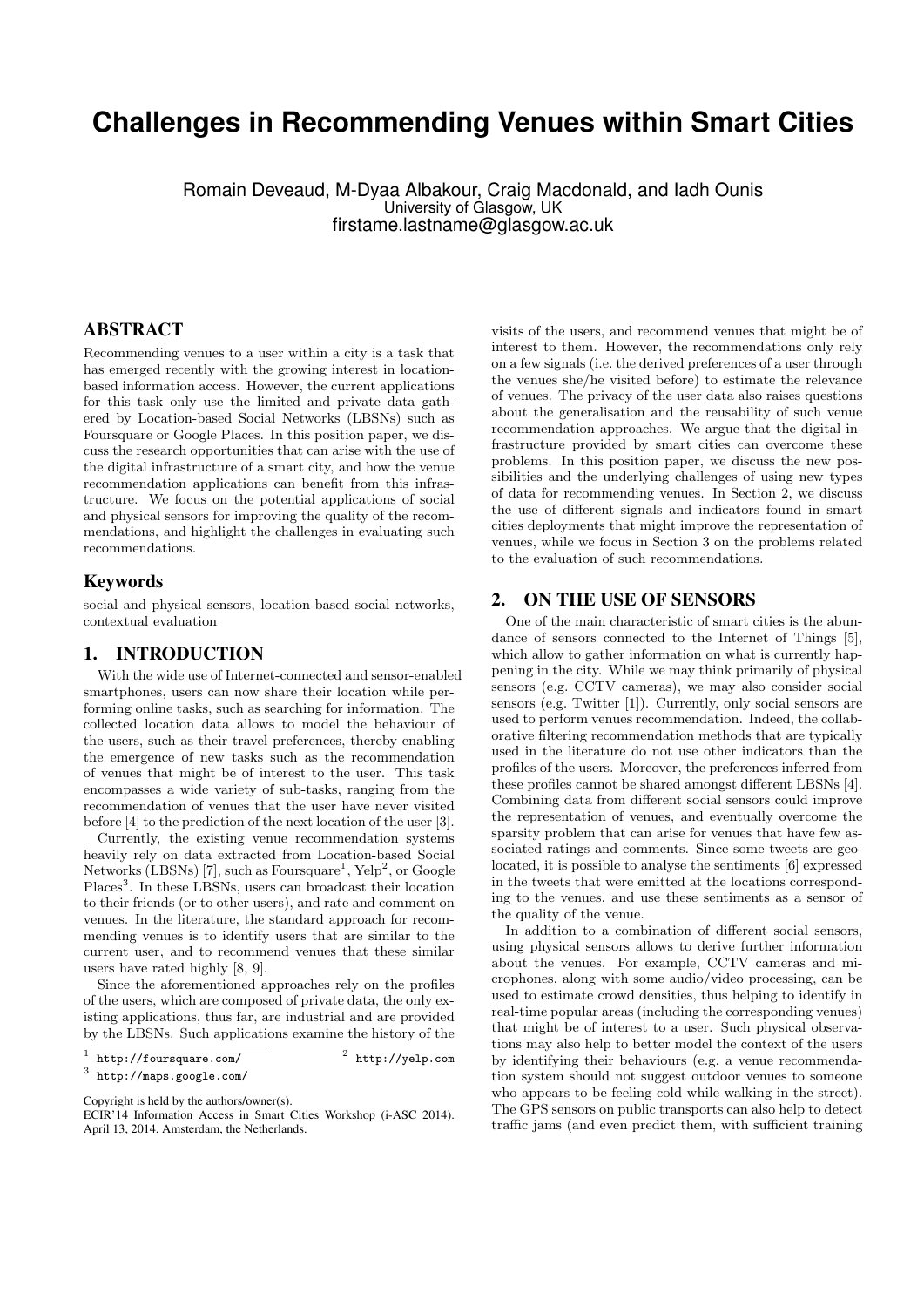# Challenges in Recommending Venues within Smart Cities

Romain Deveaud, M-Dyaa Albakour, Craig Macdonald, and Iadh Ounis
University of Glasgow, UK
firstame.lastname@glasgow.ac.uk

## ABSTRACT

Recommending venues to a user within a city is a task that has emerged recently with the growing interest in location-based information access. However, the current applications for this task only use the limited and private data gathered by Location-based Social Networks (LBSNs) such as Foursquare or Google Places. In this position paper, we discuss the research opportunities that can arise with the use of the digital infrastructure of a smart city, and how the venue recommendation applications can benefit from this infrastructure. We focus on the potential applications of social and physical sensors for improving the quality of the recommendations, and highlight the challenges in evaluating such recommendations.

### Keywords

social and physical sensors, location-based social networks, contextual evaluation

## 1. INTRODUCTION

With the wide use of Internet-connected and sensor-enabled smartphones, users can now share their location while performing online tasks, such as searching for information. The collected location data allows to model the behaviour of the users, such as their travel preferences, thereby enabling the emergence of new tasks such as the recommendation of venues that might be of interest to the user. This task encompasses a wide variety of sub-tasks, ranging from the recommendation of venues that the user have never visited before [4] to the prediction of the next location of the user [3].

Currently, the existing venue recommendation systems heavily rely on data extracted from Location-based Social Networks (LBSNs) [7], such as Foursquare[1], Yelp[2], or Google Places[3]. In these LBSNs, users can broadcast their location to their friends (or to other users), and rate and comment on venues. In the literature, the standard approach for recommending venues is to identify users that are similar to the current user, and to recommend venues that these similar users have rated highly [8, 9].

Since the aforementioned approaches rely on the profiles of the users, which are composed of private data, the only existing applications, thus far, are industrial and are provided by the LBSNs. Such applications examine the history of the visits of the users, and recommend venues that might be of interest to them. However, the recommendations only rely on a few signals (i.e. the derived preferences of a user through the venues she/he visited before) to estimate the relevance of venues. The privacy of the user data also raises questions about the generalisation and the reusability of such venue recommendation approaches. We argue that the digital infrastructure provided by smart cities can overcome these problems. In this position paper, we discuss the new possibilities and the underlying challenges of using new types of data for recommending venues. In Section 2, we discuss the use of different signals and indicators found in smart cities deployments that might improve the representation of venues, while we focus in Section 3 on the problems related to the evaluation of such recommendations.

[1] http://foursquare.com/
[2] http://yelp.com
[3] http://maps.google.com/

Copyright is held by the authors/owner(s).
ECIR'14 Information Access in Smart Cities Workshop (i-ASC 2014). April 13, 2014, Amsterdam, the Netherlands.

## 2. ON THE USE OF SENSORS

One of the main characteristic of smart cities is the abundance of sensors connected to the Internet of Things [5], which allow to gather information on what is currently happening in the city. While we may think primarily of physical sensors (e.g. CCTV cameras), we may also consider social sensors (e.g. Twitter [1]). Currently, only social sensors are used to perform venues recommendation. Indeed, the collaborative filtering recommendation methods that are typically used in the literature do not use other indicators than the profiles of the users. Moreover, the preferences inferred from these profiles cannot be shared amongst different LBSNs [4]. Combining data from different social sensors could improve the representation of venues, and eventually overcome the sparsity problem that can arise for venues that have few associated ratings and comments. Since some tweets are geolocated, it is possible to analyse the sentiments [6] expressed in the tweets that were emitted at the locations corresponding to the venues, and use these sentiments as a sensor of the quality of the venue.

In addition to a combination of different social sensors, using physical sensors allows to derive further information about the venues. For example, CCTV cameras and microphones, along with some audio/video processing, can be used to estimate crowd densities, thus helping to identify in real-time popular areas (including the corresponding venues) that might be of interest to a user. Such physical observations may also help to better model the context of the users by identifying their behaviours (e.g. a venue recommendation system should not suggest outdoor venues to someone who appears to be feeling cold while walking in the street). The GPS sensors on public transports can also help to detect traffic jams (and even predict them, with sufficient training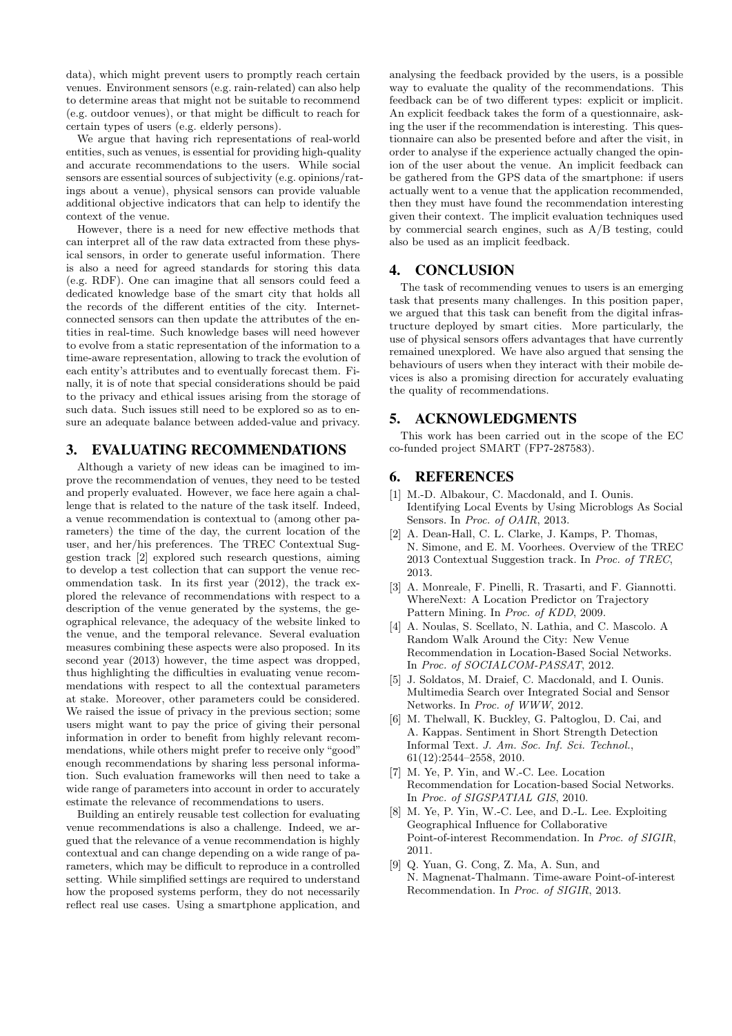data), which might prevent users to promptly reach certain venues. Environment sensors (e.g. rain-related) can also help to determine areas that might not be suitable to recommend (e.g. outdoor venues), or that might be difficult to reach for certain types of users (e.g. elderly persons).

We argue that having rich representations of real-world entities, such as venues, is essential for providing high-quality and accurate recommendations to the users. While social sensors are essential sources of subjectivity (e.g. opinions/ratings about a venue), physical sensors can provide valuable additional objective indicators that can help to identify the context of the venue.

However, there is a need for new effective methods that can interpret all of the raw data extracted from these physical sensors, in order to generate useful information. There is also a need for agreed standards for storing this data (e.g. RDF). One can imagine that all sensors could feed a dedicated knowledge base of the smart city that holds all the records of the different entities of the city. Internet-connected sensors can then update the attributes of the entities in real-time. Such knowledge bases will need however to evolve from a static representation of the information to a time-aware representation, allowing to track the evolution of each entity's attributes and to eventually forecast them. Finally, it is of note that special considerations should be paid to the privacy and ethical issues arising from the storage of such data. Such issues still need to be explored so as to ensure an adequate balance between added-value and privacy.

## 3. EVALUATING RECOMMENDATIONS

Although a variety of new ideas can be imagined to improve the recommendation of venues, they need to be tested and properly evaluated. However, we face here again a challenge that is related to the nature of the task itself. Indeed, a venue recommendation is contextual to (among other parameters) the time of the day, the current location of the user, and her/his preferences. The TREC Contextual Suggestion track [2] explored such research questions, aiming to develop a test collection that can support the venue recommendation task. In its first year (2012), the track explored the relevance of recommendations with respect to a description of the venue generated by the systems, the geographical relevance, the adequacy of the website linked to the venue, and the temporal relevance. Several evaluation measures combining these aspects were also proposed. In its second year (2013) however, the time aspect was dropped, thus highlighting the difficulties in evaluating venue recommendations with respect to all the contextual parameters at stake. Moreover, other parameters could be considered. We raised the issue of privacy in the previous section; some users might want to pay the price of giving their personal information in order to benefit from highly relevant recommendations, while others might prefer to receive only "good" enough recommendations by sharing less personal information. Such evaluation frameworks will then need to take a wide range of parameters into account in order to accurately estimate the relevance of recommendations to users.

Building an entirely reusable test collection for evaluating venue recommendations is also a challenge. Indeed, we argued that the relevance of a venue recommendation is highly contextual and can change depending on a wide range of parameters, which may be difficult to reproduce in a controlled setting. While simplified settings are required to understand how the proposed systems perform, they do not necessarily reflect real use cases. Using a smartphone application, and analysing the feedback provided by the users, is a possible way to evaluate the quality of the recommendations. This feedback can be of two different types: explicit or implicit. An explicit feedback takes the form of a questionnaire, asking the user if the recommendation is interesting. This questionnaire can also be presented before and after the visit, in order to analyse if the experience actually changed the opinion of the user about the venue. An implicit feedback can be gathered from the GPS data of the smartphone: if users actually went to a venue that the application recommended, then they must have found the recommendation interesting given their context. The implicit evaluation techniques used by commercial search engines, such as A/B testing, could also be used as an implicit feedback.

## 4. CONCLUSION

The task of recommending venues to users is an emerging task that presents many challenges. In this position paper, we argued that this task can benefit from the digital infrastructure deployed by smart cities. More particularly, the use of physical sensors offers advantages that have currently remained unexplored. We have also argued that sensing the behaviours of users when they interact with their mobile devices is also a promising direction for accurately evaluating the quality of recommendations.

## 5. ACKNOWLEDGMENTS

This work has been carried out in the scope of the EC co-funded project SMART (FP7-287583).

## 6. REFERENCES

[1] M.-D. Albakour, C. Macdonald, and I. Ounis. Identifying Local Events by Using Microblogs As Social Sensors. In *Proc. of OAIR*, 2013.

[2] A. Dean-Hall, C. L. Clarke, J. Kamps, P. Thomas, N. Simone, and E. M. Voorhees. Overview of the TREC 2013 Contextual Suggestion track. In *Proc. of TREC*, 2013.

[3] A. Monreale, F. Pinelli, R. Trasarti, and F. Giannotti. WhereNext: A Location Predictor on Trajectory Pattern Mining. In *Proc. of KDD*, 2009.

[4] A. Noulas, S. Scellato, N. Lathia, and C. Mascolo. A Random Walk Around the City: New Venue Recommendation in Location-Based Social Networks. In *Proc. of SOCIALCOM-PASSAT*, 2012.

[5] J. Soldatos, M. Draief, C. Macdonald, and I. Ounis. Multimedia Search over Integrated Social and Sensor Networks. In *Proc. of WWW*, 2012.

[6] M. Thelwall, K. Buckley, G. Paltoglou, D. Cai, and A. Kappas. Sentiment in Short Strength Detection Informal Text. *J. Am. Soc. Inf. Sci. Technol.*, 61(12):2544–2558, 2010.

[7] M. Ye, P. Yin, and W.-C. Lee. Location Recommendation for Location-based Social Networks. In *Proc. of SIGSPATIAL GIS*, 2010.

[8] M. Ye, P. Yin, W.-C. Lee, and D.-L. Lee. Exploiting Geographical Influence for Collaborative Point-of-interest Recommendation. In *Proc. of SIGIR*, 2011.

[9] Q. Yuan, G. Cong, Z. Ma, A. Sun, and N. Magnenat-Thalmann. Time-aware Point-of-interest Recommendation. In *Proc. of SIGIR*, 2013.